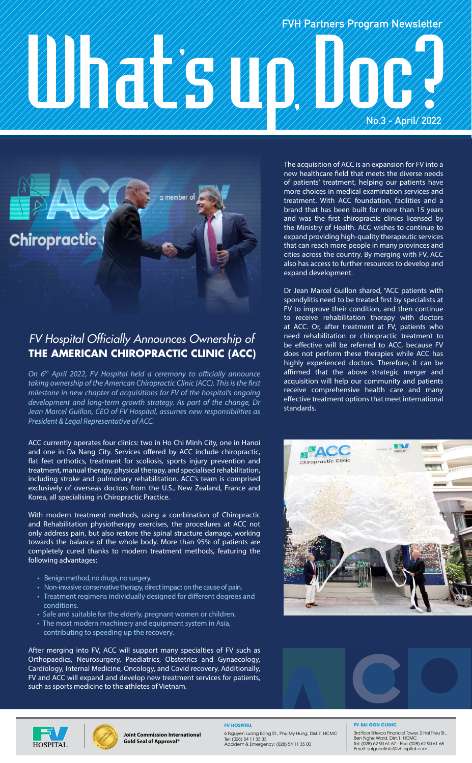FVH Partners Program Newsletter

# What's up Doc?

No.3 - April/ 2022

## *FV Hospital Officially Announces Ownership of* THE AMERICAN CHIROPRACTIC CLINIC (ACC)

*On 6th April 2022, FV Hospital held a ceremony to officially announce taking ownership of the American Chiropractic Clinic (ACC). This is the first milestone in new chapter of acquisitions for FV of the hospital's ongoing development and long-term growth strategy. As part of the change, Dr Jean Marcel Guillon, CEO of FV Hospital, assumes new responsibilities as President & Legal Representative of ACC.*

ACC currently operates four clinics: two in Ho Chi Minh City, one in Hanoi and one in Da Nang City. Services offered by ACC include chiropractic, flat feet orthotics, treatment for scoliosis, sports injury prevention and treatment, manual therapy, physical therapy, and specialised rehabilitation, including stroke and pulmonary rehabilitation. ACC's team is comprised exclusively of overseas doctors from the U.S., New Zealand, France and Korea, all specialising in Chiropractic Practice.

With modern treatment methods, using a combination of Chiropractic and Rehabilitation physiotherapy exercises, the procedures at ACC not only address pain, but also restore the spinal structure damage, working towards the balance of the whole body. More than 95% of patients are completely cured thanks to modern treatment methods, featuring the following advantages:

- Benign method, no drugs, no surgery.
- Non-invasive conservative therapy, direct impact on the cause of pain.
- Treatment regimens individually designed for different degrees and conditions.
- Safe and suitable for the elderly, pregnant women or children.
- The most modern machinery and equipment system in Asia, contributing to speeding up the recovery.

After merging into FV, ACC will support many specialties of FV such as Orthopaedics, Neurosurgery, Paediatrics, Obstetrics and Gynaecology, Cardiology, Internal Medicine, Oncology, and Covid recovery. Additionally, FV and ACC will expand and develop new treatment services for patients, such as sports medicine to the athletes of Vietnam.

The acquisition of ACC is an expansion for FV into a new healthcare field that meets the diverse needs of patients' treatment, helping our patients have more choices in medical examination services and treatment. With ACC foundation, facilities and a brand that has been built for more than 15 years and was the first chiropractic clinics licensed by the Ministry of Health. ACC wishes to continue to expand providing high-quality therapeutic services that can reach more people in many provinces and cities across the country. By merging with FV, ACC also has access to further resources to develop and expand development.

Dr Jean Marcel Guillon shared, "ACC patients with spondylitis need to be treated first by specialists at FV to improve their condition, and then continue to receive rehabilitation therapy with doctors at ACC. Or, after treatment at FV, patients who need rehabilitation or chiropractic treatment to be effective will be referred to ACC, because FV does not perform these therapies while ACC has highly experienced doctors. Therefore, it can be affirmed that the above strategic merger and acquisition will help our community and patients receive comprehensive health care and many effective treatment options that meet international standards.

Joint Commission International Gold Seal of Approval®

**FV HOSPITAL**
6 Nguyen Luong Bang St., Phu My Hung, Dist.7, HCMC
Tel: (028) 54 11 33 33
Accident & Emergency: (028) 54 11 35 00

**FV SAI GON CLINIC**
3rd floor Bitexco Financial Tower, 2 Hai Trieu St., Ben Nghe Ward, Dist.1, HCMC
Tel: (028) 62 90 61 67 - Fax: (028) 62 90 61 68
Email: saigonclinic@fvhospital.com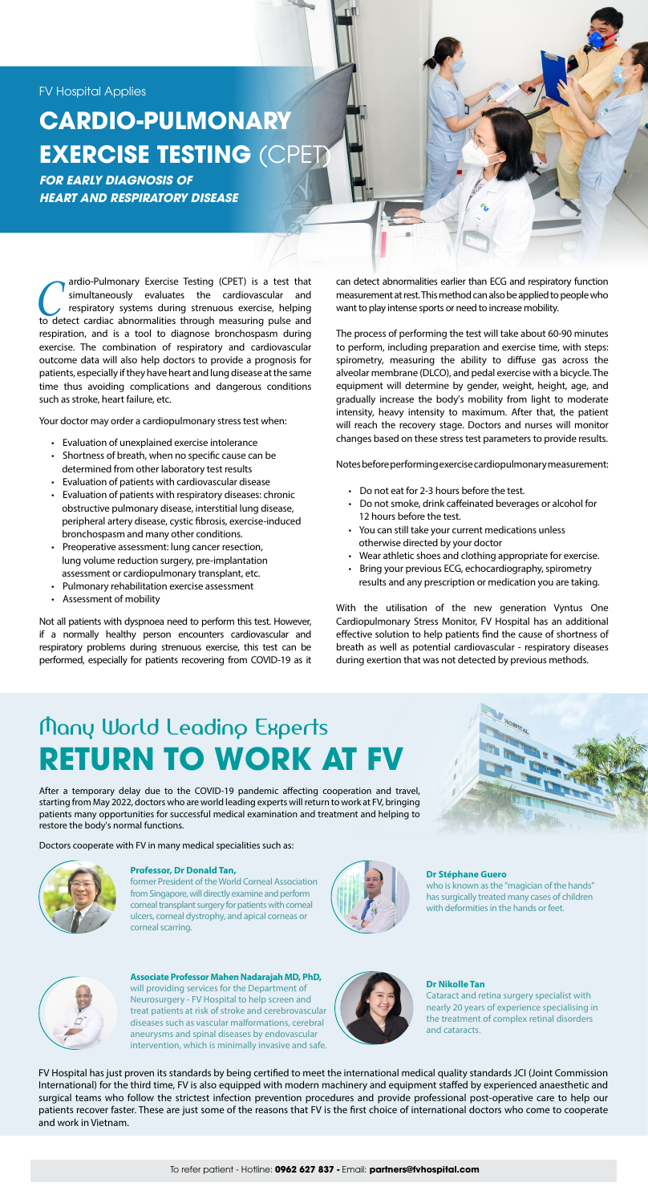FV Hospital Applies

# CARDIO-PULMONARY EXERCISE TESTING (CPET)

***FOR EARLY DIAGNOSIS OF HEART AND RESPIRATORY DISEASE***

Cardio-Pulmonary Exercise Testing (CPET) is a test that simultaneously evaluates the cardiovascular and respiratory systems during strenuous exercise, helping to detect cardiac abnormalities through measuring pulse and respiration, and is a tool to diagnose bronchospasm during exercise. The combination of respiratory and cardiovascular outcome data will also help doctors to provide a prognosis for patients, especially if they have heart and lung disease at the same time thus avoiding complications and dangerous conditions such as stroke, heart failure, etc.

Your doctor may order a cardiopulmonary stress test when:

- Evaluation of unexplained exercise intolerance
- Shortness of breath, when no specific cause can be determined from other laboratory test results
- Evaluation of patients with cardiovascular disease
- Evaluation of patients with respiratory diseases: chronic obstructive pulmonary disease, interstitial lung disease, peripheral artery disease, cystic fibrosis, exercise-induced bronchospasm and many other conditions.
- Preoperative assessment: lung cancer resection, lung volume reduction surgery, pre-implantation assessment or cardiopulmonary transplant, etc.
- Pulmonary rehabilitation exercise assessment
- Assessment of mobility

Not all patients with dyspnoea need to perform this test. However, if a normally healthy person encounters cardiovascular and respiratory problems during strenuous exercise, this test can be performed, especially for patients recovering from COVID-19 as it can detect abnormalities earlier than ECG and respiratory function measurement at rest. This method can also be applied to people who want to play intense sports or need to increase mobility.

The process of performing the test will take about 60-90 minutes to perform, including preparation and exercise time, with steps: spirometry, measuring the ability to diffuse gas across the alveolar membrane (DLCO), and pedal exercise with a bicycle. The equipment will determine by gender, weight, height, age, and gradually increase the body's mobility from light to moderate intensity, heavy intensity to maximum. After that, the patient will reach the recovery stage. Doctors and nurses will monitor changes based on these stress test parameters to provide results.

Notes before performing exercise cardiopulmonary measurement:

- Do not eat for 2-3 hours before the test.
- Do not smoke, drink caffeinated beverages or alcohol for 12 hours before the test.
- You can still take your current medications unless otherwise directed by your doctor
- Wear athletic shoes and clothing appropriate for exercise.
- Bring your previous ECG, echocardiography, spirometry results and any prescription or medication you are taking.

With the utilisation of the new generation Vyntus One Cardiopulmonary Stress Monitor, FV Hospital has an additional effective solution to help patients find the cause of shortness of breath as well as potential cardiovascular - respiratory diseases during exertion that was not detected by previous methods.

# Many World Leading Experts RETURN TO WORK AT FV

After a temporary delay due to the COVID-19 pandemic affecting cooperation and travel, starting from May 2022, doctors who are world leading experts will return to work at FV, bringing patients many opportunities for successful medical examination and treatment and helping to restore the body's normal functions.

Doctors cooperate with FV in many medical specialities such as:

**Professor, Dr Donald Tan,**
former President of the World Corneal Association from Singapore, will directly examine and perform corneal transplant surgery for patients with corneal ulcers, corneal dystrophy, and apical corneas or corneal scarring.

**Dr Stéphane Guero**
who is known as the "magician of the hands" has surgically treated many cases of children with deformities in the hands or feet.

**Associate Professor Mahen Nadarajah MD, PhD,**
will providing services for the Department of Neurosurgery - FV Hospital to help screen and treat patients at risk of stroke and cerebrovascular diseases such as vascular malformations, cerebral aneurysms and spinal diseases by endovascular intervention, which is minimally invasive and safe.

**Dr Nikolle Tan**
Cataract and retina surgery specialist with nearly 20 years of experience specialising in the treatment of complex retinal disorders and cataracts.

FV Hospital has just proven its standards by being certified to meet the international medical quality standards JCI (Joint Commission International) for the third time, FV is also equipped with modern machinery and equipment staffed by experienced anaesthetic and surgical teams who follow the strictest infection prevention procedures and provide professional post-operative care to help our patients recover faster. These are just some of the reasons that FV is the first choice of international doctors who come to cooperate and work in Vietnam.

To refer patient - Hotline: **0962 627 837 -** Email: **partners@fvhospital.com**